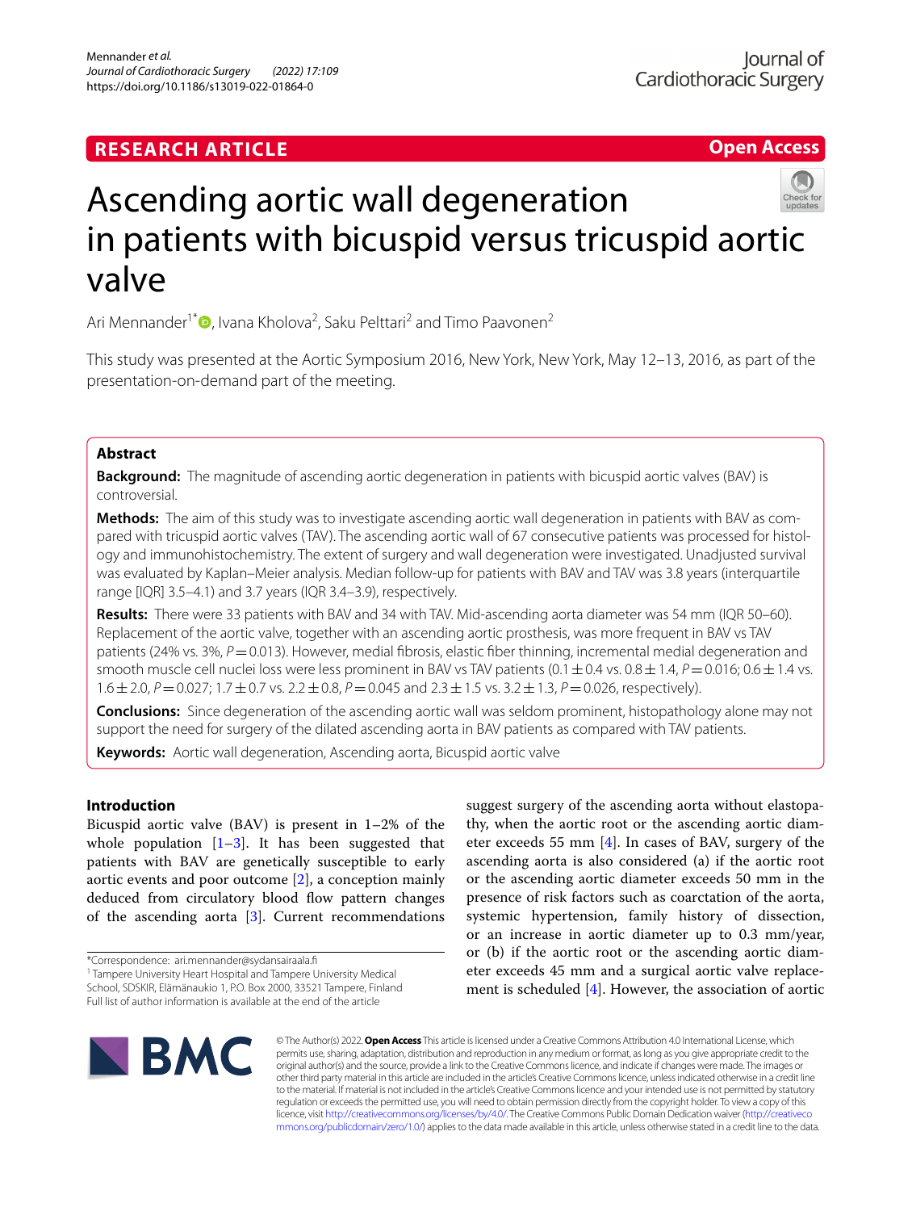RESEARCH ARTICLE

Open Access

# Ascending aortic wall degeneration in patients with bicuspid versus tricuspid aortic valve

Ari Mennander[1*], Ivana Kholova[2], Saku Pelttari[2] and Timo Paavonen[2]

This study was presented at the Aortic Symposium 2016, New York, New York, May 12–13, 2016, as part of the presentation-on-demand part of the meeting.

## Abstract

**Background:** The magnitude of ascending aortic degeneration in patients with bicuspid aortic valves (BAV) is controversial.

**Methods:** The aim of this study was to investigate ascending aortic wall degeneration in patients with BAV as compared with tricuspid aortic valves (TAV). The ascending aortic wall of 67 consecutive patients was processed for histology and immunohistochemistry. The extent of surgery and wall degeneration were investigated. Unadjusted survival was evaluated by Kaplan–Meier analysis. Median follow-up for patients with BAV and TAV was 3.8 years (interquartile range [IQR] 3.5–4.1) and 3.7 years (IQR 3.4–3.9), respectively.

**Results:** There were 33 patients with BAV and 34 with TAV. Mid-ascending aorta diameter was 54 mm (IQR 50–60). Replacement of the aortic valve, together with an ascending aortic prosthesis, was more frequent in BAV vs TAV patients (24% vs. 3%, $P=0.013$). However, medial fibrosis, elastic fiber thinning, incremental medial degeneration and smooth muscle cell nuclei loss were less prominent in BAV vs TAV patients ($0.1 \pm 0.4$ vs. $0.8 \pm 1.4$, $P=0.016$; $0.6 \pm 1.4$ vs. $1.6 \pm 2.0$, $P=0.027$; $1.7 \pm 0.7$ vs. $2.2 \pm 0.8$, $P=0.045$ and $2.3 \pm 1.5$ vs. $3.2 \pm 1.3$, $P=0.026$, respectively).

**Conclusions:** Since degeneration of the ascending aortic wall was seldom prominent, histopathology alone may not support the need for surgery of the dilated ascending aorta in BAV patients as compared with TAV patients.

**Keywords:** Aortic wall degeneration, Ascending aorta, Bicuspid aortic valve

## Introduction

Bicuspid aortic valve (BAV) is present in 1–2% of the whole population [1–3]. It has been suggested that patients with BAV are genetically susceptible to early aortic events and poor outcome [2], a conception mainly deduced from circulatory blood flow pattern changes of the ascending aorta [3]. Current recommendations suggest surgery of the ascending aorta without elastopathy, when the aortic root or the ascending aortic diameter exceeds 55 mm [4]. In cases of BAV, surgery of the ascending aorta is also considered (a) if the aortic root or the ascending aortic diameter exceeds 50 mm in the presence of risk factors such as coarctation of the aorta, systemic hypertension, family history of dissection, or an increase in aortic diameter up to 0.3 mm/year, or (b) if the aortic root or the ascending aortic diameter exceeds 45 mm and a surgical aortic valve replacement is scheduled [4]. However, the association of aortic

*Correspondence: ari.mennander@sydansairaala.fi
[1] Tampere University Heart Hospital and Tampere University Medical School, SDSKIR, Elämänaukio 1, P.O. Box 2000, 33521 Tampere, Finland
Full list of author information is available at the end of the article

© The Author(s) 2022. **Open Access** This article is licensed under a Creative Commons Attribution 4.0 International License, which permits use, sharing, adaptation, distribution and reproduction in any medium or format, as long as you give appropriate credit to the original author(s) and the source, provide a link to the Creative Commons licence, and indicate if changes were made. The images or other third party material in this article are included in the article's Creative Commons licence, unless indicated otherwise in a credit line to the material. If material is not included in the article's Creative Commons licence and your intended use is not permitted by statutory regulation or exceeds the permitted use, you will need to obtain permission directly from the copyright holder. To view a copy of this licence, visit http://creativecommons.org/licenses/by/4.0/. The Creative Commons Public Domain Dedication waiver (http://creativecommons.org/publicdomain/zero/1.0/) applies to the data made available in this article, unless otherwise stated in a credit line to the data.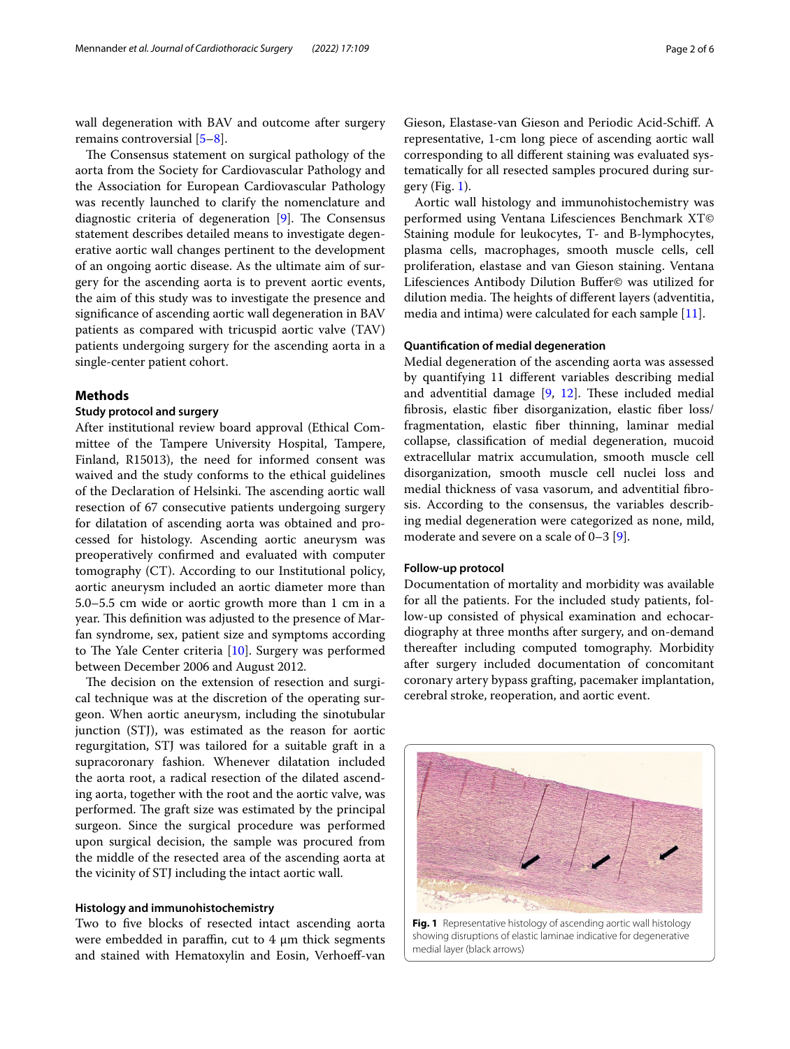wall degeneration with BAV and outcome after surgery remains controversial [5–8].

The Consensus statement on surgical pathology of the aorta from the Society for Cardiovascular Pathology and the Association for European Cardiovascular Pathology was recently launched to clarify the nomenclature and diagnostic criteria of degeneration [9]. The Consensus statement describes detailed means to investigate degenerative aortic wall changes pertinent to the development of an ongoing aortic disease. As the ultimate aim of surgery for the ascending aorta is to prevent aortic events, the aim of this study was to investigate the presence and significance of ascending aortic wall degeneration in BAV patients as compared with tricuspid aortic valve (TAV) patients undergoing surgery for the ascending aorta in a single-center patient cohort.

## Methods

### Study protocol and surgery

After institutional review board approval (Ethical Committee of the Tampere University Hospital, Tampere, Finland, R15013), the need for informed consent was waived and the study conforms to the ethical guidelines of the Declaration of Helsinki. The ascending aortic wall resection of 67 consecutive patients undergoing surgery for dilatation of ascending aorta was obtained and processed for histology. Ascending aortic aneurysm was preoperatively confirmed and evaluated with computer tomography (CT). According to our Institutional policy, aortic aneurysm included an aortic diameter more than 5.0–5.5 cm wide or aortic growth more than 1 cm in a year. This definition was adjusted to the presence of Marfan syndrome, sex, patient size and symptoms according to The Yale Center criteria [10]. Surgery was performed between December 2006 and August 2012.

The decision on the extension of resection and surgical technique was at the discretion of the operating surgeon. When aortic aneurysm, including the sinotubular junction (STJ), was estimated as the reason for aortic regurgitation, STJ was tailored for a suitable graft in a supracoronary fashion. Whenever dilatation included the aorta root, a radical resection of the dilated ascending aorta, together with the root and the aortic valve, was performed. The graft size was estimated by the principal surgeon. Since the surgical procedure was performed upon surgical decision, the sample was procured from the middle of the resected area of the ascending aorta at the vicinity of STJ including the intact aortic wall.

### Histology and immunohistochemistry

Two to five blocks of resected intact ascending aorta were embedded in paraffin, cut to 4 μm thick segments and stained with Hematoxylin and Eosin, Verhoeff-van Gieson, Elastase-van Gieson and Periodic Acid-Schiff. A representative, 1-cm long piece of ascending aortic wall corresponding to all different staining was evaluated systematically for all resected samples procured during surgery (Fig. 1).

Aortic wall histology and immunohistochemistry was performed using Ventana Lifesciences Benchmark XT© Staining module for leukocytes, T- and B-lymphocytes, plasma cells, macrophages, smooth muscle cells, cell proliferation, elastase and van Gieson staining. Ventana Lifesciences Antibody Dilution Buffer© was utilized for dilution media. The heights of different layers (adventitia, media and intima) were calculated for each sample [11].

### Quantification of medial degeneration

Medial degeneration of the ascending aorta was assessed by quantifying 11 different variables describing medial and adventitial damage [9, 12]. These included medial fibrosis, elastic fiber disorganization, elastic fiber loss/fragmentation, elastic fiber thinning, laminar medial collapse, classification of medial degeneration, mucoid extracellular matrix accumulation, smooth muscle cell disorganization, smooth muscle cell nuclei loss and medial thickness of vasa vasorum, and adventitial fibrosis. According to the consensus, the variables describing medial degeneration were categorized as none, mild, moderate and severe on a scale of 0–3 [9].

### Follow-up protocol

Documentation of mortality and morbidity was available for all the patients. For the included study patients, follow-up consisted of physical examination and echocardiography at three months after surgery, and on-demand thereafter including computed tomography. Morbidity after surgery included documentation of concomitant coronary artery bypass grafting, pacemaker implantation, cerebral stroke, reoperation, and aortic event.

**Fig. 1** Representative histology of ascending aortic wall histology showing disruptions of elastic laminae indicative for degenerative medial layer (black arrows)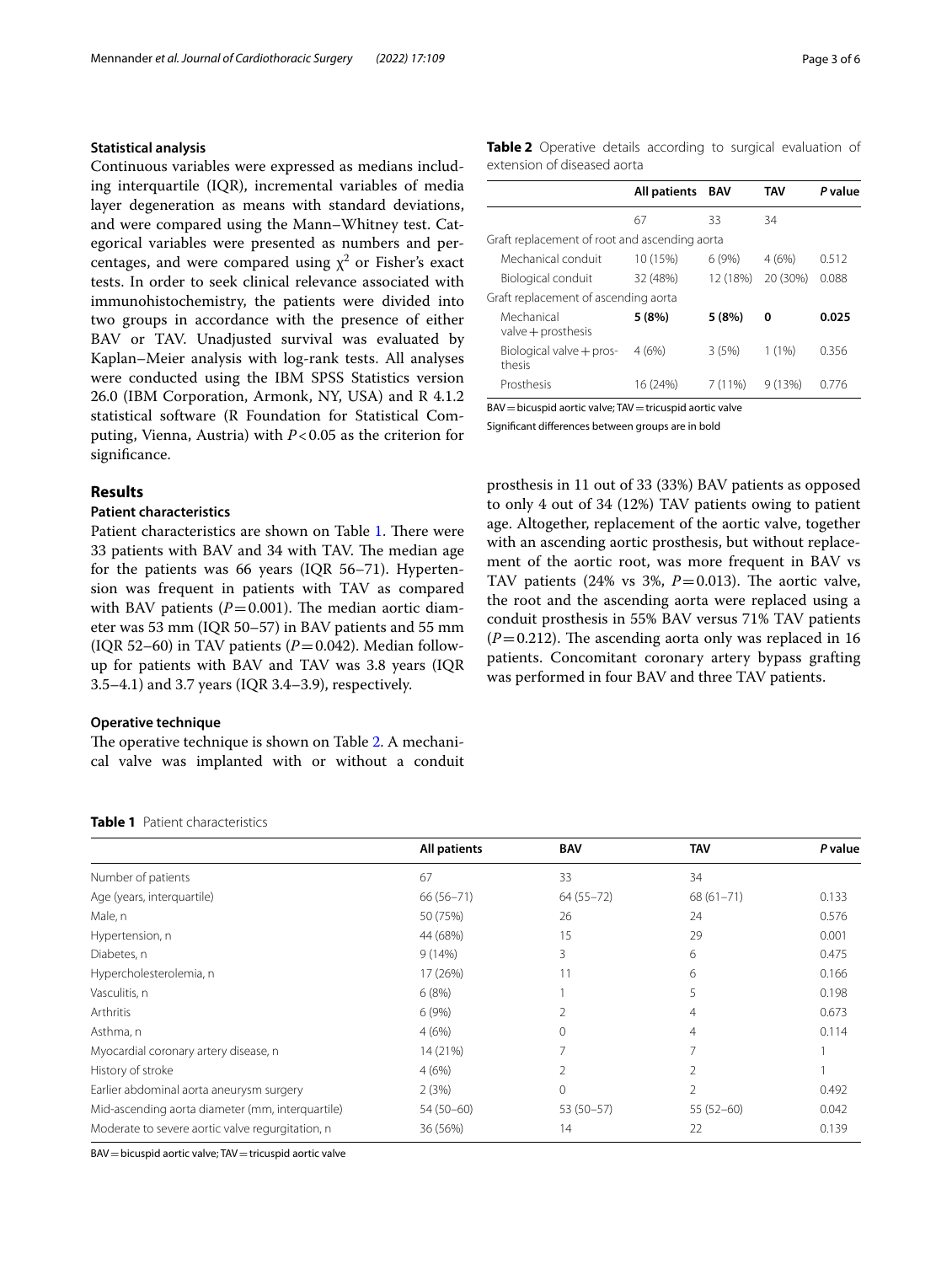### Statistical analysis

Continuous variables were expressed as medians including interquartile (IQR), incremental variables of media layer degeneration as means with standard deviations, and were compared using the Mann–Whitney test. Categorical variables were presented as numbers and percentages, and were compared using $\chi^2$ or Fisher's exact tests. In order to seek clinical relevance associated with immunohistochemistry, the patients were divided into two groups in accordance with the presence of either BAV or TAV. Unadjusted survival was evaluated by Kaplan–Meier analysis with log-rank tests. All analyses were conducted using the IBM SPSS Statistics version 26.0 (IBM Corporation, Armonk, NY, USA) and R 4.1.2 statistical software (R Foundation for Statistical Computing, Vienna, Austria) with $P<0.05$ as the criterion for significance.

## Results

### Patient characteristics

Patient characteristics are shown on Table 1. There were 33 patients with BAV and 34 with TAV. The median age for the patients was 66 years (IQR 56–71). Hypertension was frequent in patients with TAV as compared with BAV patients ($P=0.001$). The median aortic diameter was 53 mm (IQR 50–57) in BAV patients and 55 mm (IQR 52–60) in TAV patients ($P=0.042$). Median follow-up for patients with BAV and TAV was 3.8 years (IQR 3.5–4.1) and 3.7 years (IQR 3.4–3.9), respectively.

### Operative technique

The operative technique is shown on Table 2. A mechanical valve was implanted with or without a conduit prosthesis in 11 out of 33 (33%) BAV patients as opposed to only 4 out of 34 (12%) TAV patients owing to patient age. Altogether, replacement of the aortic valve, together with an ascending aortic prosthesis, but without replacement of the aortic root, was more frequent in BAV vs TAV patients (24% vs 3%, $P=0.013$). The aortic valve, the root and the ascending aorta were replaced using a conduit prosthesis in 55% BAV versus 71% TAV patients ($P=0.212$). The ascending aorta only was replaced in 16 patients. Concomitant coronary artery bypass grafting was performed in four BAV and three TAV patients.

**Table 2** Operative details according to surgical evaluation of extension of diseased aorta

| | All patients | BAV | TAV | *P* value |
|---|---|---|---|---|
| | 67 | 33 | 34 | |
| Graft replacement of root and ascending aorta | | | | |
| Mechanical conduit | 10 (15%) | 6 (9%) | 4 (6%) | 0.512 |
| Biological conduit | 32 (48%) | 12 (18%) | 20 (30%) | 0.088 |
| Graft replacement of ascending aorta | | | | |
| Mechanical valve + prosthesis | **5 (8%)** | **5 (8%)** | **0** | **0.025** |
| Biological valve + prosthesis | 4 (6%) | 3 (5%) | 1 (1%) | 0.356 |
| Prosthesis | 16 (24%) | 7 (11%) | 9 (13%) | 0.776 |

BAV = bicuspid aortic valve; TAV = tricuspid aortic valve

Significant differences between groups are in bold

**Table 1** Patient characteristics

| | All patients | BAV | TAV | *P* value |
|---|---|---|---|---|
| Number of patients | 67 | 33 | 34 | |
| Age (years, interquartile) | 66 (56–71) | 64 (55–72) | 68 (61–71) | 0.133 |
| Male, n | 50 (75%) | 26 | 24 | 0.576 |
| Hypertension, n | 44 (68%) | 15 | 29 | 0.001 |
| Diabetes, n | 9 (14%) | 3 | 6 | 0.475 |
| Hypercholesterolemia, n | 17 (26%) | 11 | 6 | 0.166 |
| Vasculitis, n | 6 (8%) | 1 | 5 | 0.198 |
| Arthritis | 6 (9%) | 2 | 4 | 0.673 |
| Asthma, n | 4 (6%) | 0 | 4 | 0.114 |
| Myocardial coronary artery disease, n | 14 (21%) | 7 | 7 | 1 |
| History of stroke | 4 (6%) | 2 | 2 | 1 |
| Earlier abdominal aorta aneurysm surgery | 2 (3%) | 0 | 2 | 0.492 |
| Mid-ascending aorta diameter (mm, interquartile) | 54 (50–60) | 53 (50–57) | 55 (52–60) | 0.042 |
| Moderate to severe aortic valve regurgitation, n | 36 (56%) | 14 | 22 | 0.139 |

BAV = bicuspid aortic valve; TAV = tricuspid aortic valve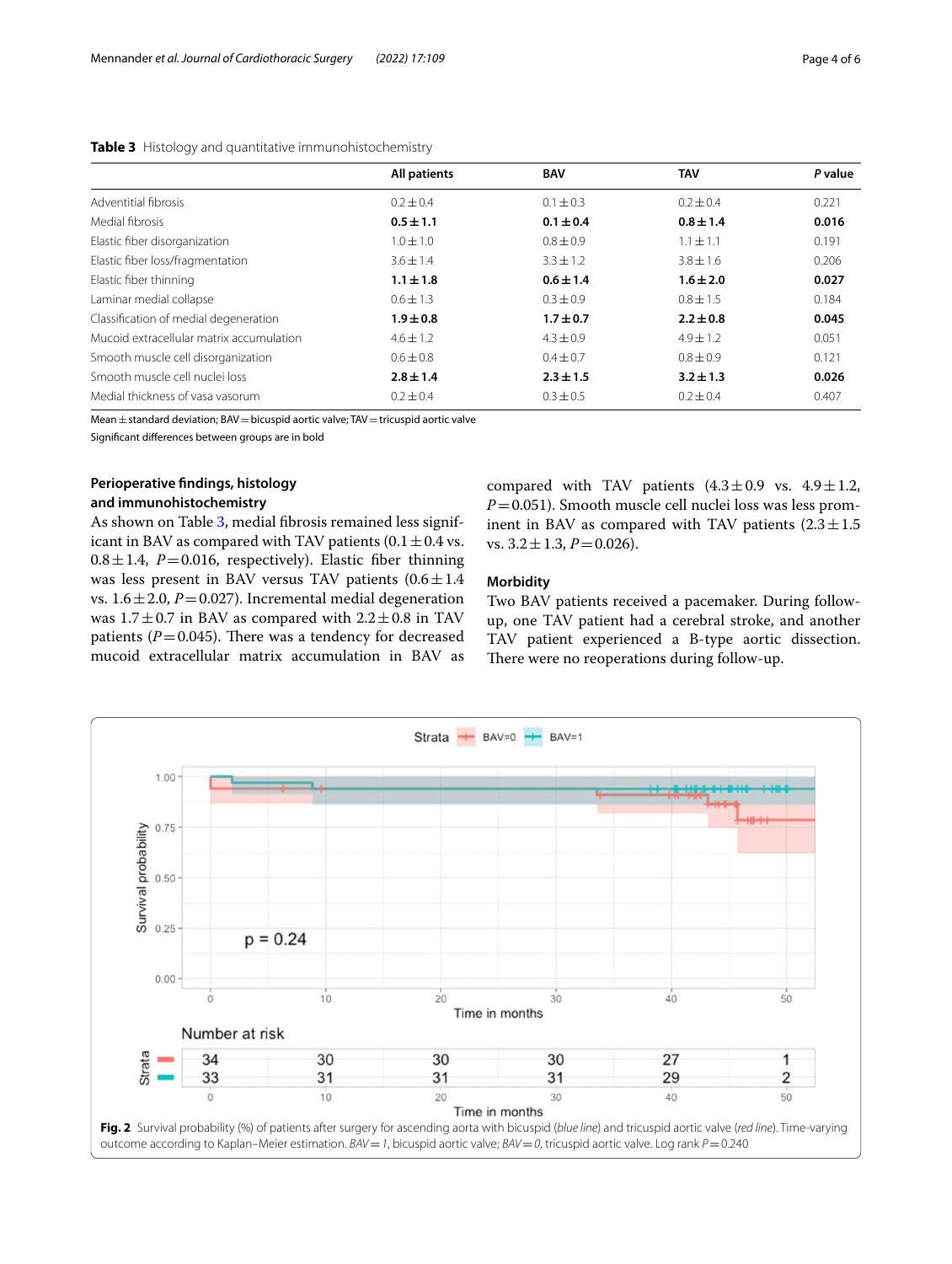**Table 3** Histology and quantitative immunohistochemistry

| | All patients | BAV | TAV | *P* value |
|---|---|---|---|---|
| Adventitial fibrosis | 0.2 ± 0.4 | 0.1 ± 0.3 | 0.2 ± 0.4 | 0.221 |
| Medial fibrosis | **0.5 ± 1.1** | **0.1 ± 0.4** | **0.8 ± 1.4** | **0.016** |
| Elastic fiber disorganization | 1.0 ± 1.0 | 0.8 ± 0.9 | 1.1 ± 1.1 | 0.191 |
| Elastic fiber loss/fragmentation | 3.6 ± 1.4 | 3.3 ± 1.2 | 3.8 ± 1.6 | 0.206 |
| Elastic fiber thinning | **1.1 ± 1.8** | **0.6 ± 1.4** | **1.6 ± 2.0** | **0.027** |
| Laminar medial collapse | 0.6 ± 1.3 | 0.3 ± 0.9 | 0.8 ± 1.5 | 0.184 |
| Classification of medial degeneration | **1.9 ± 0.8** | **1.7 ± 0.7** | **2.2 ± 0.8** | **0.045** |
| Mucoid extracellular matrix accumulation | 4.6 ± 1.2 | 4.3 ± 0.9 | 4.9 ± 1.2 | 0.051 |
| Smooth muscle cell disorganization | 0.6 ± 0.8 | 0.4 ± 0.7 | 0.8 ± 0.9 | 0.121 |
| Smooth muscle cell nuclei loss | **2.8 ± 1.4** | **2.3 ± 1.5** | **3.2 ± 1.3** | **0.026** |
| Medial thickness of vasa vasorum | 0.2 ± 0.4 | 0.3 ± 0.5 | 0.2 ± 0.4 | 0.407 |

Mean ± standard deviation; BAV = bicuspid aortic valve; TAV = tricuspid aortic valve

Significant differences between groups are in bold

### Perioperative findings, histology and immunohistochemistry

As shown on Table 3, medial fibrosis remained less significant in BAV as compared with TAV patients (0.1 ± 0.4 vs. 0.8 ± 1.4, $P = 0.016$, respectively). Elastic fiber thinning was less present in BAV versus TAV patients (0.6 ± 1.4 vs. 1.6 ± 2.0, $P = 0.027$). Incremental medial degeneration was 1.7 ± 0.7 in BAV as compared with 2.2 ± 0.8 in TAV patients ($P = 0.045$). There was a tendency for decreased mucoid extracellular matrix accumulation in BAV as compared with TAV patients (4.3 ± 0.9 vs. 4.9 ± 1.2, $P = 0.051$). Smooth muscle cell nuclei loss was less prominent in BAV as compared with TAV patients (2.3 ± 1.5 vs. 3.2 ± 1.3, $P = 0.026$).

### Morbidity

Two BAV patients received a pacemaker. During follow-up, one TAV patient had a cerebral stroke, and another TAV patient experienced a B-type aortic dissection. There were no reoperations during follow-up.

**Fig. 2** Survival probability (%) of patients after surgery for ascending aorta with bicuspid (*blue line*) and tricuspid aortic valve (*red line*). Time-varying outcome according to Kaplan–Meier estimation. *BAV = 1*, bicuspid aortic valve; *BAV = 0*, tricuspid aortic valve. Log rank $P = 0.240$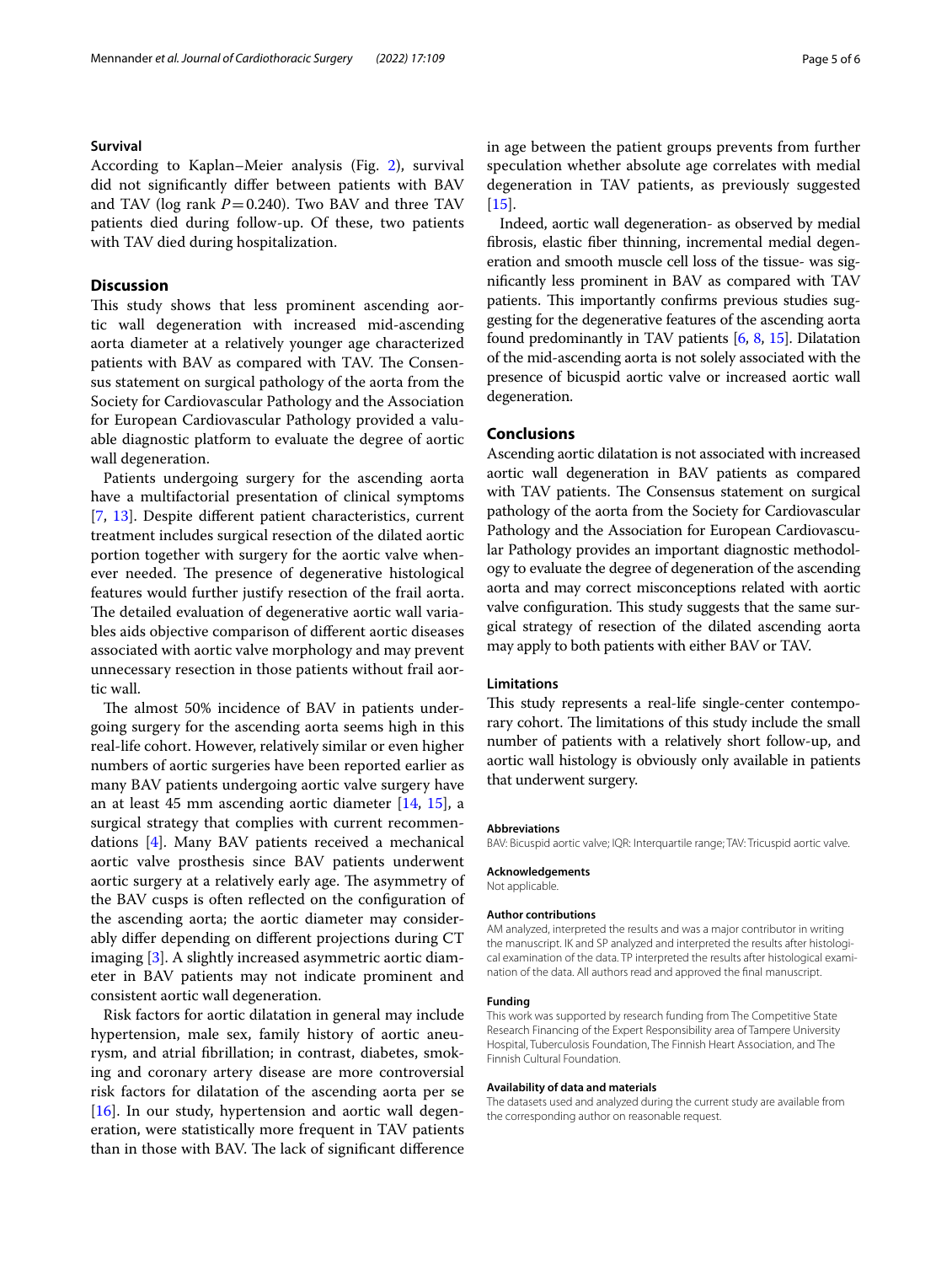### Survival

According to Kaplan–Meier analysis (Fig. 2), survival did not significantly differ between patients with BAV and TAV (log rank $P=0.240$). Two BAV and three TAV patients died during follow-up. Of these, two patients with TAV died during hospitalization.

## Discussion

This study shows that less prominent ascending aortic wall degeneration with increased mid-ascending aorta diameter at a relatively younger age characterized patients with BAV as compared with TAV. The Consensus statement on surgical pathology of the aorta from the Society for Cardiovascular Pathology and the Association for European Cardiovascular Pathology provided a valuable diagnostic platform to evaluate the degree of aortic wall degeneration.

Patients undergoing surgery for the ascending aorta have a multifactorial presentation of clinical symptoms [7, 13]. Despite different patient characteristics, current treatment includes surgical resection of the dilated aortic portion together with surgery for the aortic valve whenever needed. The presence of degenerative histological features would further justify resection of the frail aorta. The detailed evaluation of degenerative aortic wall variables aids objective comparison of different aortic diseases associated with aortic valve morphology and may prevent unnecessary resection in those patients without frail aortic wall.

The almost 50% incidence of BAV in patients undergoing surgery for the ascending aorta seems high in this real-life cohort. However, relatively similar or even higher numbers of aortic surgeries have been reported earlier as many BAV patients undergoing aortic valve surgery have an at least 45 mm ascending aortic diameter [14, 15], a surgical strategy that complies with current recommendations [4]. Many BAV patients received a mechanical aortic valve prosthesis since BAV patients underwent aortic surgery at a relatively early age. The asymmetry of the BAV cusps is often reflected on the configuration of the ascending aorta; the aortic diameter may considerably differ depending on different projections during CT imaging [3]. A slightly increased asymmetric aortic diameter in BAV patients may not indicate prominent and consistent aortic wall degeneration.

Risk factors for aortic dilatation in general may include hypertension, male sex, family history of aortic aneurysm, and atrial fibrillation; in contrast, diabetes, smoking and coronary artery disease are more controversial risk factors for dilatation of the ascending aorta per se [16]. In our study, hypertension and aortic wall degeneration, were statistically more frequent in TAV patients than in those with BAV. The lack of significant difference in age between the patient groups prevents from further speculation whether absolute age correlates with medial degeneration in TAV patients, as previously suggested [15].

Indeed, aortic wall degeneration- as observed by medial fibrosis, elastic fiber thinning, incremental medial degeneration and smooth muscle cell loss of the tissue- was significantly less prominent in BAV as compared with TAV patients. This importantly confirms previous studies suggesting for the degenerative features of the ascending aorta found predominantly in TAV patients [6, 8, 15]. Dilatation of the mid-ascending aorta is not solely associated with the presence of bicuspid aortic valve or increased aortic wall degeneration.

## Conclusions

Ascending aortic dilatation is not associated with increased aortic wall degeneration in BAV patients as compared with TAV patients. The Consensus statement on surgical pathology of the aorta from the Society for Cardiovascular Pathology and the Association for European Cardiovascular Pathology provides an important diagnostic methodology to evaluate the degree of degeneration of the ascending aorta and may correct misconceptions related with aortic valve configuration. This study suggests that the same surgical strategy of resection of the dilated ascending aorta may apply to both patients with either BAV or TAV.

### Limitations

This study represents a real-life single-center contemporary cohort. The limitations of this study include the small number of patients with a relatively short follow-up, and aortic wall histology is obviously only available in patients that underwent surgery.

#### Abbreviations

BAV: Bicuspid aortic valve; IQR: Interquartile range; TAV: Tricuspid aortic valve.

#### Acknowledgements

Not applicable.

#### Author contributions

AM analyzed, interpreted the results and was a major contributor in writing the manuscript. IK and SP analyzed and interpreted the results after histological examination of the data. TP interpreted the results after histological examination of the data. All authors read and approved the final manuscript.

#### Funding

This work was supported by research funding from The Competitive State Research Financing of the Expert Responsibility area of Tampere University Hospital, Tuberculosis Foundation, The Finnish Heart Association, and The Finnish Cultural Foundation.

#### Availability of data and materials

The datasets used and analyzed during the current study are available from the corresponding author on reasonable request.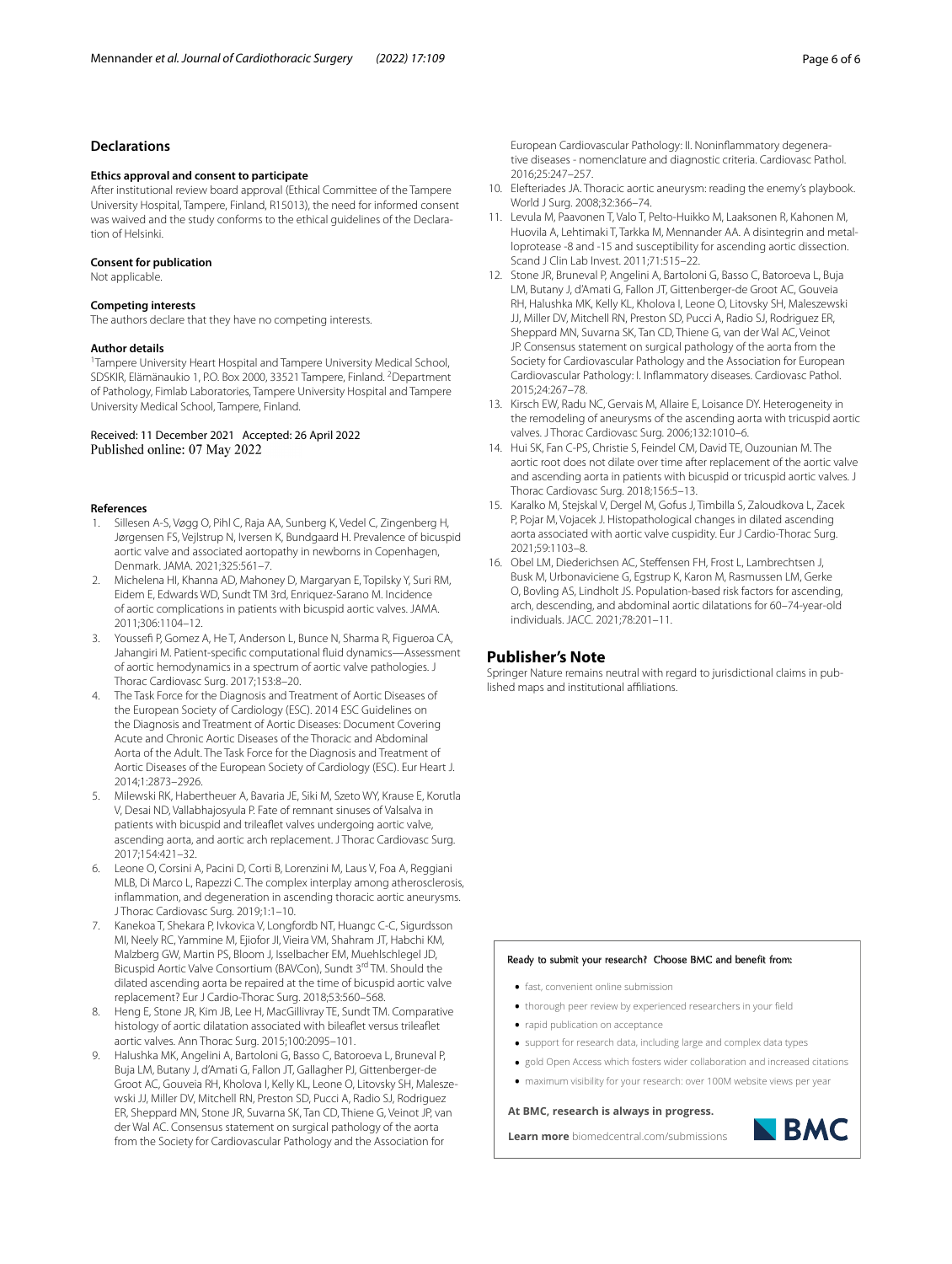## Declarations

### Ethics approval and consent to participate

After institutional review board approval (Ethical Committee of the Tampere University Hospital, Tampere, Finland, R15013), the need for informed consent was waived and the study conforms to the ethical guidelines of the Declaration of Helsinki.

### Consent for publication

Not applicable.

### Competing interests

The authors declare that they have no competing interests.

### Author details

[1]Tampere University Heart Hospital and Tampere University Medical School, SDSKIR, Elämänaukio 1, P.O. Box 2000, 33521 Tampere, Finland. [2]Department of Pathology, Fimlab Laboratories, Tampere University Hospital and Tampere University Medical School, Tampere, Finland.

Received: 11 December 2021 Accepted: 26 April 2022
Published online: 07 May 2022

### References

1. Sillesen A-S, Vøgg O, Pihl C, Raja AA, Sunberg K, Vedel C, Zingenberg H, Jørgensen FS, Vejlstrup N, Iversen K, Bundgaard H. Prevalence of bicuspid aortic valve and associated aortopathy in newborns in Copenhagen, Denmark. JAMA. 2021;325:561–7.
2. Michelena HI, Khanna AD, Mahoney D, Margaryan E, Topilsky Y, Suri RM, Eidem E, Edwards WD, Sundt TM 3rd, Enriquez-Sarano M. Incidence of aortic complications in patients with bicuspid aortic valves. JAMA. 2011;306:1104–12.
3. Youssefi P, Gomez A, He T, Anderson L, Bunce N, Sharma R, Figueroa CA, Jahangiri M. Patient-specific computational fluid dynamics—Assessment of aortic hemodynamics in a spectrum of aortic valve pathologies. J Thorac Cardiovasc Surg. 2017;153:8–20.
4. The Task Force for the Diagnosis and Treatment of Aortic Diseases of the European Society of Cardiology (ESC). 2014 ESC Guidelines on the Diagnosis and Treatment of Aortic Diseases: Document Covering Acute and Chronic Aortic Diseases of the Thoracic and Abdominal Aorta of the Adult. The Task Force for the Diagnosis and Treatment of Aortic Diseases of the European Society of Cardiology (ESC). Eur Heart J. 2014;1:2873–2926.
5. Milewski RK, Habertheuer A, Bavaria JE, Siki M, Szeto WY, Krause E, Korutla V, Desai ND, Vallabhajosyula P. Fate of remnant sinuses of Valsalva in patients with bicuspid and trileaflet valves undergoing aortic valve, ascending aorta, and aortic arch replacement. J Thorac Cardiovasc Surg. 2017;154:421–32.
6. Leone O, Corsini A, Pacini D, Corti B, Lorenzini M, Laus V, Foa A, Reggiani MLB, Di Marco L, Rapezzi C. The complex interplay among atherosclerosis, inflammation, and degeneration in ascending thoracic aortic aneurysms. J Thorac Cardiovasc Surg. 2019;1:1–10.
7. Kanekoa T, Shekara P, Ivkovica V, Longfordb NT, Huangc C-C, Sigurdsson MI, Neely RC, Yammine M, Ejiofor JI, Vieira VM, Shahram JT, Habchi KM, Malzberg GW, Martin PS, Bloom J, Isselbacher EM, Muehlschlegel JD, Bicuspid Aortic Valve Consortium (BAVCon), Sundt 3[rd] TM. Should the dilated ascending aorta be repaired at the time of bicuspid aortic valve replacement? Eur J Cardio-Thorac Surg. 2018;53:560–568.
8. Heng E, Stone JR, Kim JB, Lee H, MacGillivray TE, Sundt TM. Comparative histology of aortic dilatation associated with bileaflet versus trileaflet aortic valves. Ann Thorac Surg. 2015;100:2095–101.
9. Halushka MK, Angelini A, Bartoloni G, Basso C, Batoroeva L, Bruneval P, Buja LM, Butany J, d'Amati G, Fallon JT, Gallagher PJ, Gittenberger-de Groot AC, Gouveia RH, Kholova I, Kelly KL, Leone O, Litovsky SH, Maleszewski JJ, Miller DV, Mitchell RN, Preston SD, Pucci A, Radio SJ, Rodriguez ER, Sheppard MN, Stone JR, Suvarna SK, Tan CD, Thiene G, Veinot JP, van der Wal AC. Consensus statement on surgical pathology of the aorta from the Society for Cardiovascular Pathology and the Association for European Cardiovascular Pathology: II. Noninflammatory degenerative diseases - nomenclature and diagnostic criteria. Cardiovasc Pathol. 2016;25:247–257.
10. Elefteriades JA. Thoracic aortic aneurysm: reading the enemy's playbook. World J Surg. 2008;32:366–74.
11. Levula M, Paavonen T, Valo T, Pelto-Huikko M, Laaksonen R, Kahonen M, Huovila A, Lehtimaki T, Tarkka M, Mennander AA. A disintegrin and metalloprotease -8 and -15 and susceptibility for ascending aortic dissection. Scand J Clin Lab Invest. 2011;71:515–22.
12. Stone JR, Bruneval P, Angelini A, Bartoloni G, Basso C, Batoroeva L, Buja LM, Butany J, d'Amati G, Fallon JT, Gittenberger-de Groot AC, Gouveia RH, Halushka MK, Kelly KL, Kholova I, Leone O, Litovsky SH, Maleszewski JJ, Miller DV, Mitchell RN, Preston SD, Pucci A, Radio SJ, Rodriguez ER, Sheppard MN, Suvarna SK, Tan CD, Thiene G, van der Wal AC, Veinot JP. Consensus statement on surgical pathology of the aorta from the Society for Cardiovascular Pathology and the Association for European Cardiovascular Pathology: I. Inflammatory diseases. Cardiovasc Pathol. 2015;24:267–78.
13. Kirsch EW, Radu NC, Gervais M, Allaire E, Loisance DY. Heterogeneity in the remodeling of aneurysms of the ascending aorta with tricuspid aortic valves. J Thorac Cardiovasc Surg. 2006;132:1010–6.
14. Hui SK, Fan C-PS, Christie S, Feindel CM, David TE, Ouzounian M. The aortic root does not dilate over time after replacement of the aortic valve and ascending aorta in patients with bicuspid or tricuspid aortic valves. J Thorac Cardiovasc Surg. 2018;156:5–13.
15. Karalko M, Stejskal V, Dergel M, Gofus J, Timbilla S, Zaloudkova L, Zacek P, Pojar M, Vojacek J. Histopathological changes in dilated ascending aorta associated with aortic valve cuspidity. Eur J Cardio-Thorac Surg. 2021;59:1103–8.
16. Obel LM, Diederichsen AC, Steffensen FH, Frost L, Lambrechtsen J, Busk M, Urbonaviciene G, Egstrup K, Karon M, Rasmussen LM, Gerke O, Bovling AS, Lindholt JS. Population-based risk factors for ascending, arch, descending, and abdominal aortic dilatations for 60–74-year-old individuals. JACC. 2021;78:201–11.

## Publisher's Note

Springer Nature remains neutral with regard to jurisdictional claims in published maps and institutional affiliations.

Ready to submit your research? Choose BMC and benefit from:

- fast, convenient online submission
- thorough peer review by experienced researchers in your field
- rapid publication on acceptance
- support for research data, including large and complex data types
- gold Open Access which fosters wider collaboration and increased citations
- maximum visibility for your research: over 100M website views per year

**At BMC, research is always in progress.**

**Learn more** biomedcentral.com/submissions

BMC